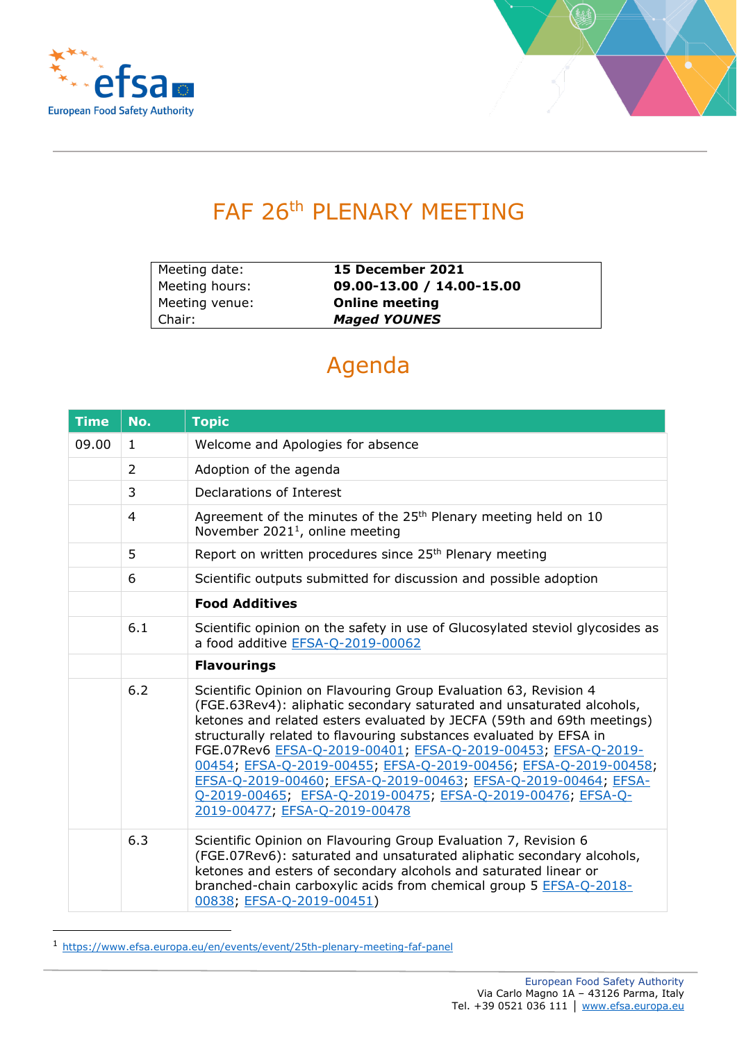# FAF 26th PLENARY MEETING

| | |
|---|---|
| Meeting date: | **15 December 2021** |
| Meeting hours: | **09.00-13.00 / 14.00-15.00** |
| Meeting venue: | **Online meeting** |
| Chair: | ***Maged YOUNES*** |

## Agenda

| Time | No. | Topic |
|---|---|---|
| 09.00 | 1 | Welcome and Apologies for absence |
| | 2 | Adoption of the agenda |
| | 3 | Declarations of Interest |
| | 4 | Agreement of the minutes of the 25th Plenary meeting held on 10 November 2021[1], online meeting |
| | 5 | Report on written procedures since 25th Plenary meeting |
| | 6 | Scientific outputs submitted for discussion and possible adoption |
| | | **Food Additives** |
| | 6.1 | Scientific opinion on the safety in use of Glucosylated steviol glycosides as a food additive EFSA-Q-2019-00062 |
| | | **Flavourings** |
| | 6.2 | Scientific Opinion on Flavouring Group Evaluation 63, Revision 4 (FGE.63Rev4): aliphatic secondary saturated and unsaturated alcohols, ketones and related esters evaluated by JECFA (59th and 69th meetings) structurally related to flavouring substances evaluated by EFSA in FGE.07Rev6 EFSA-Q-2019-00401; EFSA-Q-2019-00453; EFSA-Q-2019-00454; EFSA-Q-2019-00455; EFSA-Q-2019-00456; EFSA-Q-2019-00458; EFSA-Q-2019-00460; EFSA-Q-2019-00463; EFSA-Q-2019-00464; EFSA-Q-2019-00465; EFSA-Q-2019-00475; EFSA-Q-2019-00476; EFSA-Q-2019-00477; EFSA-Q-2019-00478 |
| | 6.3 | Scientific Opinion on Flavouring Group Evaluation 7, Revision 6 (FGE.07Rev6): saturated and unsaturated aliphatic secondary alcohols, ketones and esters of secondary alcohols and saturated linear or branched-chain carboxylic acids from chemical group 5 EFSA-Q-2018-00838; EFSA-Q-2019-00451) |

[1] https://www.efsa.europa.eu/en/events/event/25th-plenary-meeting-faf-panel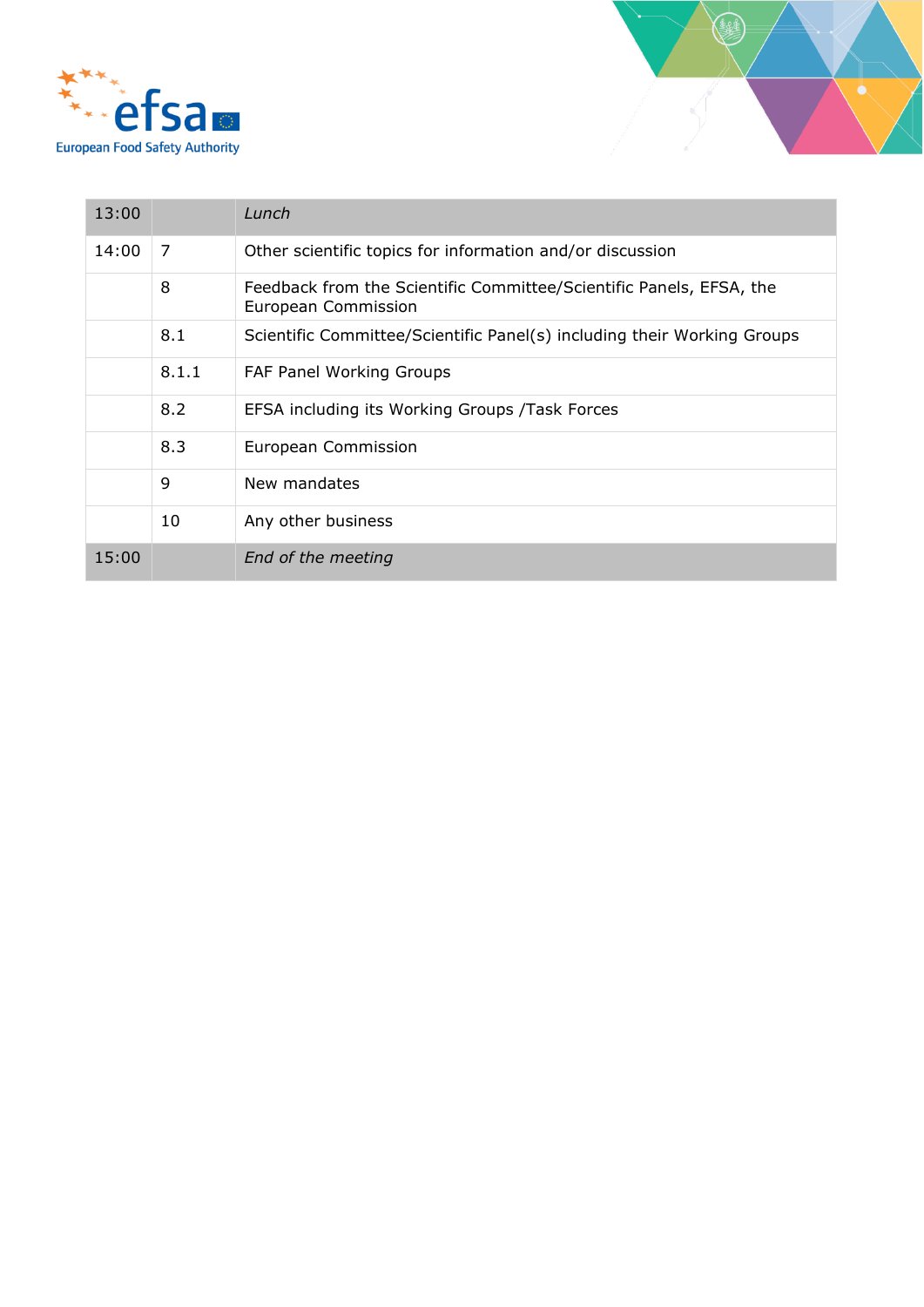| | | |
|---|---|---|
| 13:00 | | *Lunch* |
| 14:00 | 7 | Other scientific topics for information and/or discussion |
| | 8 | Feedback from the Scientific Committee/Scientific Panels, EFSA, the European Commission |
| | 8.1 | Scientific Committee/Scientific Panel(s) including their Working Groups |
| | 8.1.1 | FAF Panel Working Groups |
| | 8.2 | EFSA including its Working Groups /Task Forces |
| | 8.3 | European Commission |
| | 9 | New mandates |
| | 10 | Any other business |
| 15:00 | | *End of the meeting* |